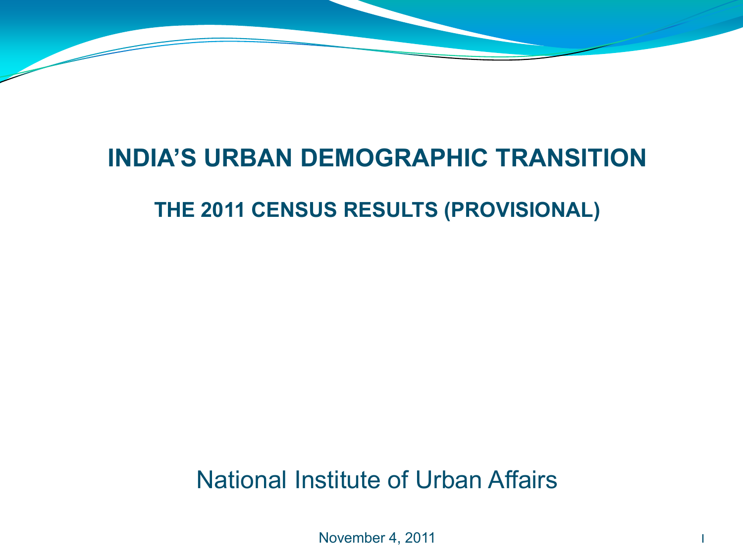# INDIA'S URBAN DEMOGRAPHIC TRANSITION

## THE 2011 CENSUS RESULTS (PROVISIONAL)

National Institute of Urban Affairs

November 4, 2011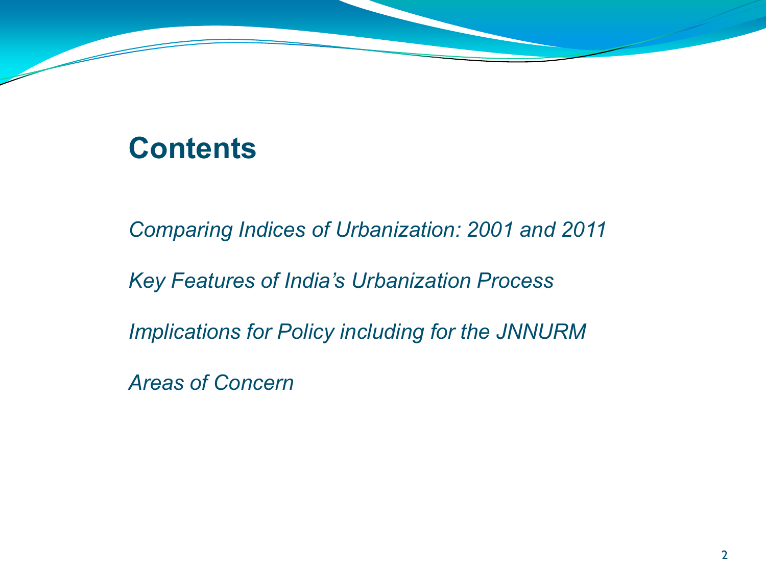# Contents

*Comparing Indices of Urbanization: 2001 and 2011*

*Key Features of India's Urbanization Process*

*Implications for Policy including for the JNNURM*

*Areas of Concern*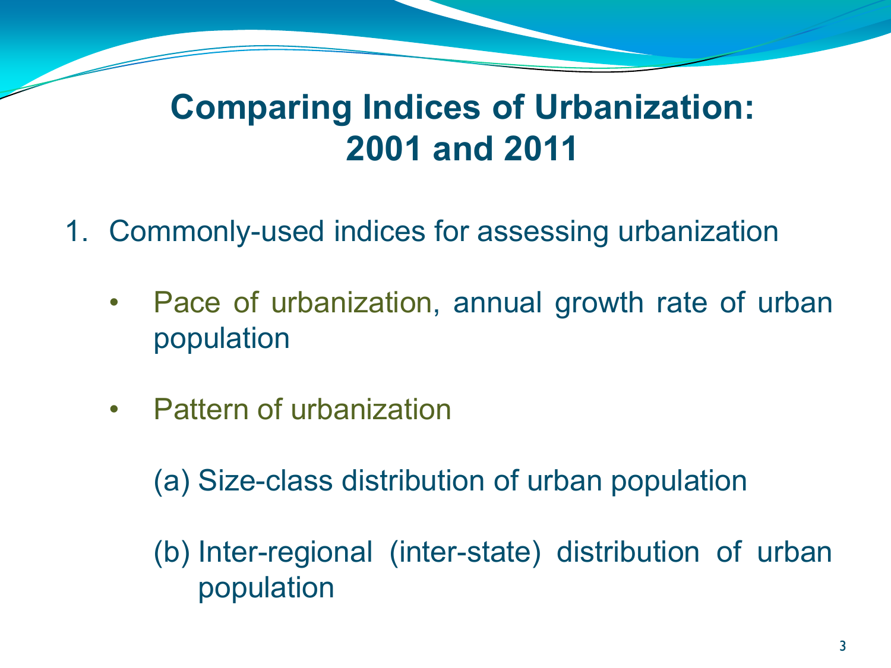# Comparing Indices of Urbanization: 2001 and 2011

1. Commonly-used indices for assessing urbanization

   - Pace of urbanization, annual growth rate of urban population

   - Pattern of urbanization

     (a) Size-class distribution of urban population

     (b) Inter-regional (inter-state) distribution of urban population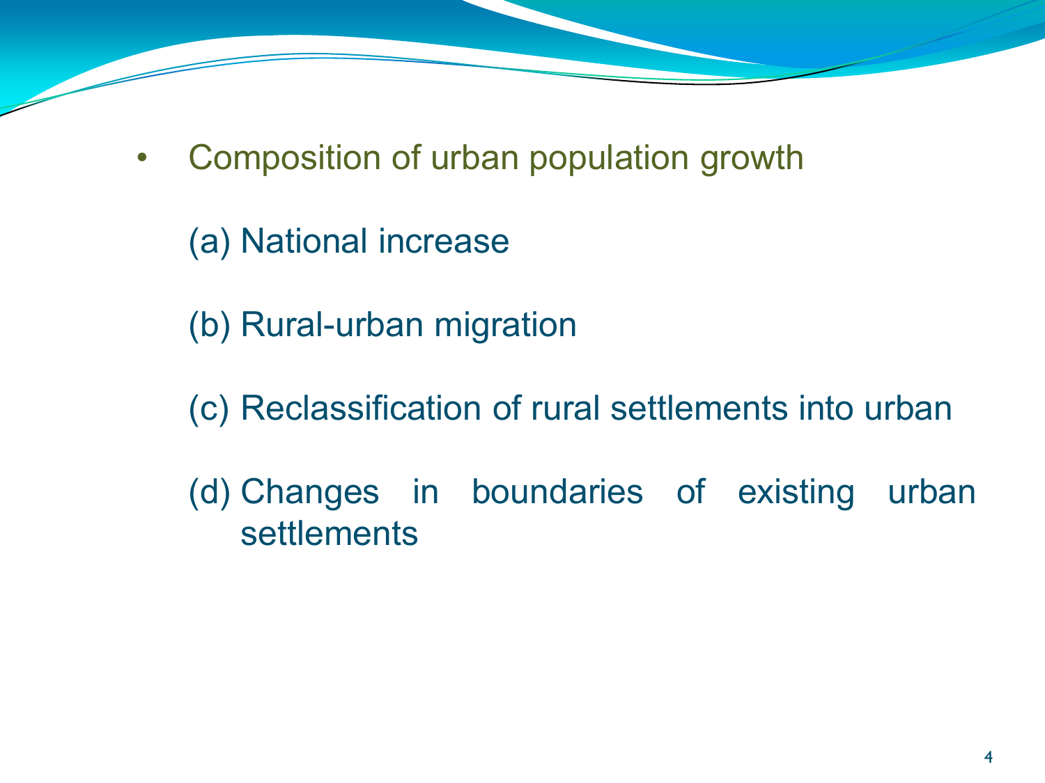- Composition of urban population growth

  (a) National increase

  (b) Rural-urban migration

  (c) Reclassification of rural settlements into urban

  (d) Changes in boundaries of existing urban settlements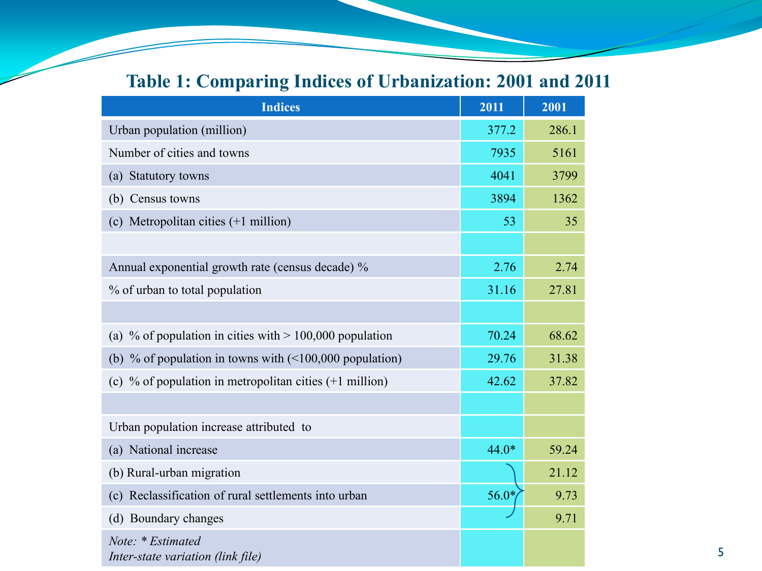## Table 1: Comparing Indices of Urbanization: 2001 and 2011

| Indices | 2011 | 2001 |
|---|---|---|
| Urban population (million) | 377.2 | 286.1 |
| Number of cities and towns | 7935 | 5161 |
| (a) Statutory towns | 4041 | 3799 |
| (b) Census towns | 3894 | 1362 |
| (c) Metropolitan cities (+1 million) | 53 | 35 |
| | | |
| Annual exponential growth rate (census decade) % | 2.76 | 2.74 |
| % of urban to total population | 31.16 | 27.81 |
| | | |
| (a) % of population in cities with > 100,000 population | 70.24 | 68.62 |
| (b) % of population in towns with (<100,000 population) | 29.76 | 31.38 |
| (c) % of population in metropolitan cities (+1 million) | 42.62 | 37.82 |
| | | |
| Urban population increase attributed to | | |
| (a) National increase | 44.0* | 59.24 |
| (b) Rural-urban migration | | 21.12 |
| (c) Reclassification of rural settlements into urban | 56.0* | 9.73 |
| (d) Boundary changes | | 9.71 |
| *Note: * Estimated*<br>*Inter-state variation (link file)* | | |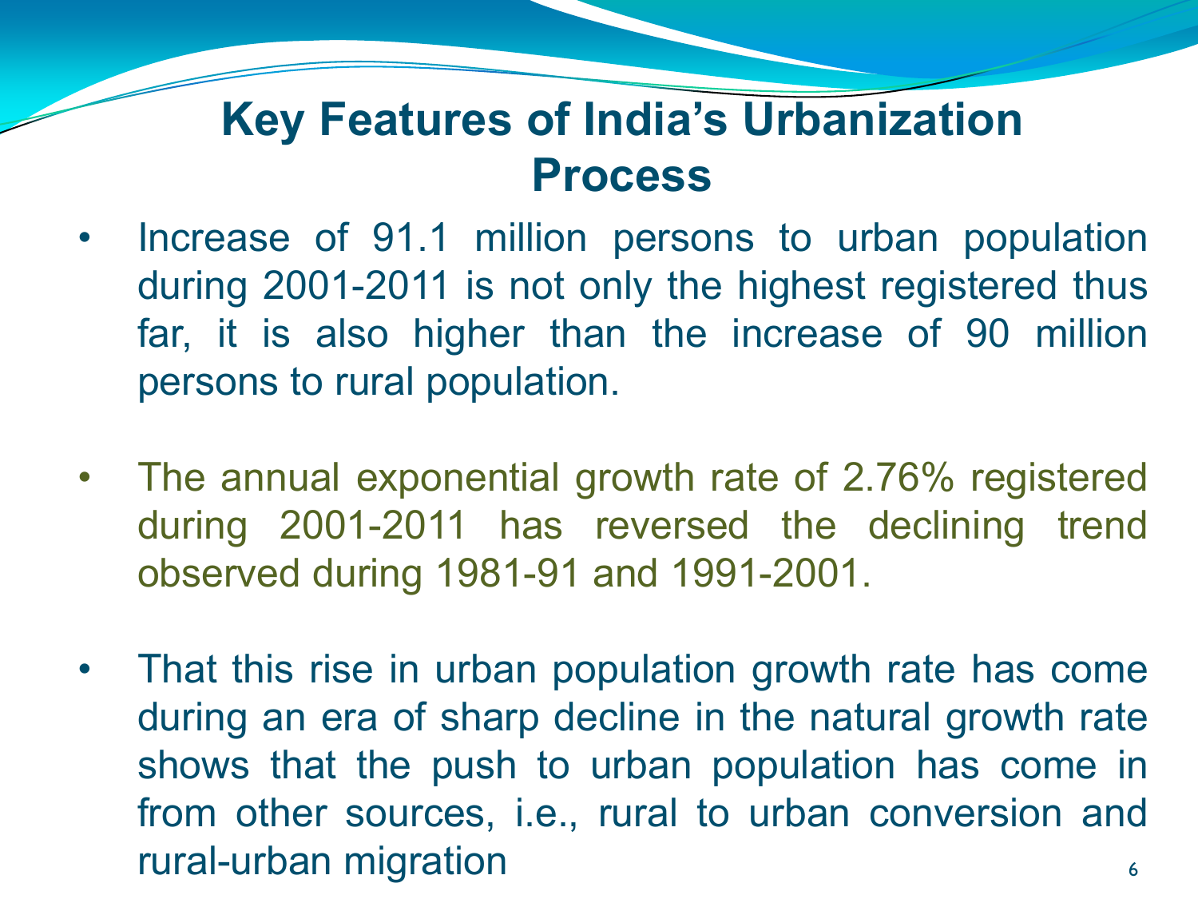# Key Features of India's Urbanization Process

- Increase of 91.1 million persons to urban population during 2001-2011 is not only the highest registered thus far, it is also higher than the increase of 90 million persons to rural population.

- The annual exponential growth rate of 2.76% registered during 2001-2011 has reversed the declining trend observed during 1981-91 and 1991-2001.

- That this rise in urban population growth rate has come during an era of sharp decline in the natural growth rate shows that the push to urban population has come in from other sources, i.e., rural to urban conversion and rural-urban migration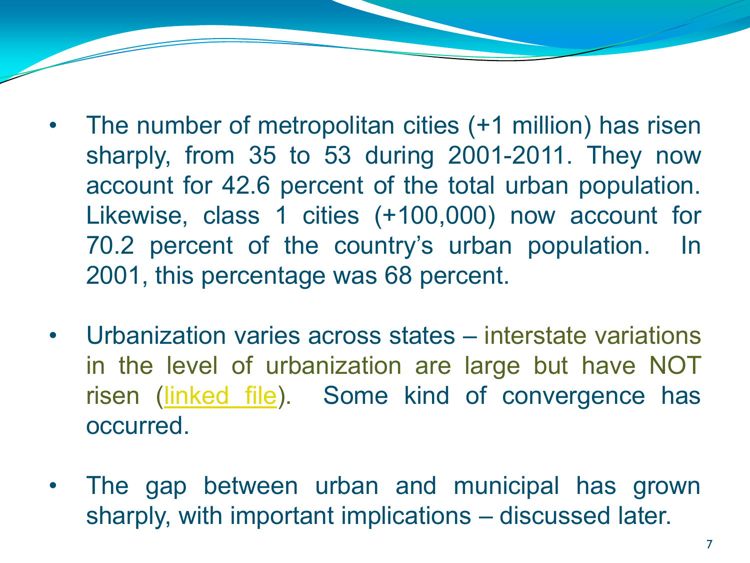- The number of metropolitan cities (+1 million) has risen sharply, from 35 to 53 during 2001-2011. They now account for 42.6 percent of the total urban population. Likewise, class 1 cities (+100,000) now account for 70.2 percent of the country's urban population. In 2001, this percentage was 68 percent.

- Urbanization varies across states – interstate variations in the level of urbanization are large but have NOT risen (linked file). Some kind of convergence has occurred.

- The gap between urban and municipal has grown sharply, with important implications – discussed later.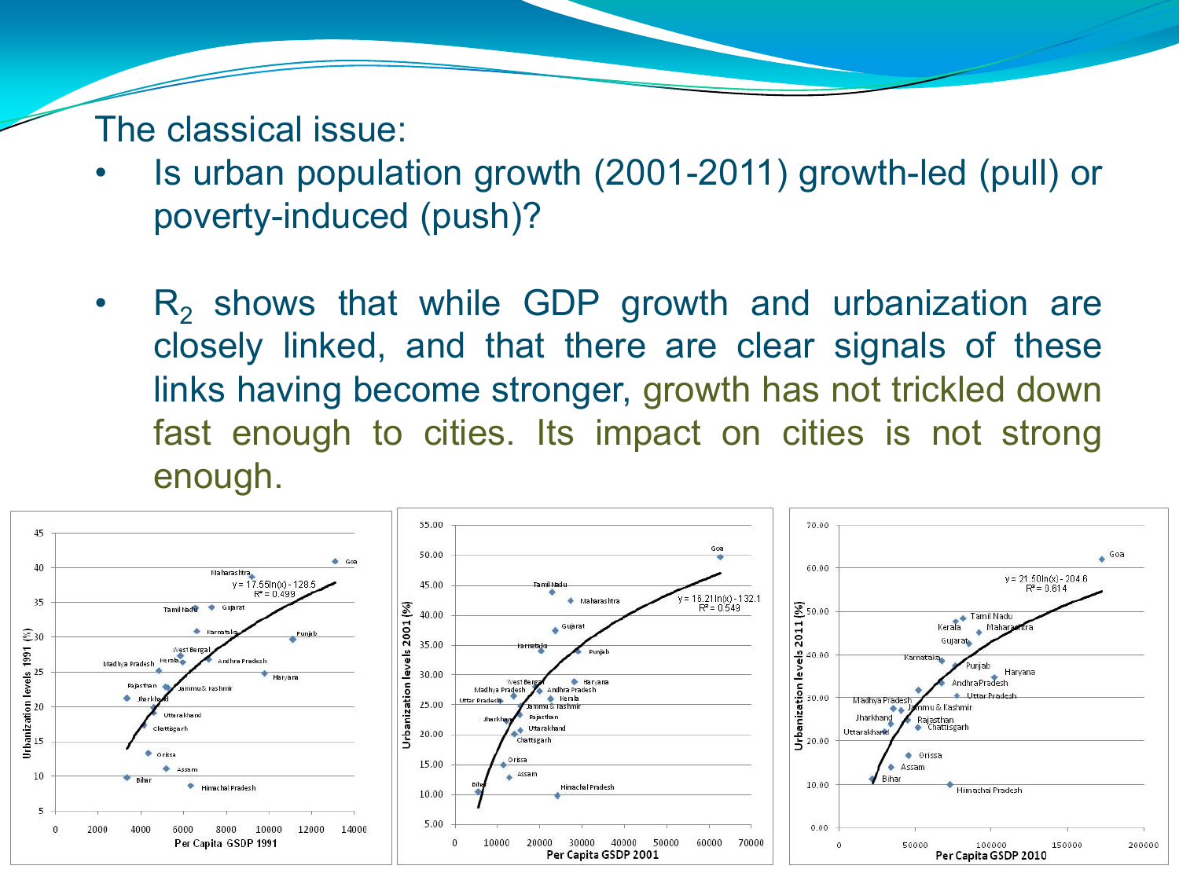The classical issue:

- Is urban population growth (2001-2011) growth-led (pull) or poverty-induced (push)?

- $R_2$ shows that while GDP growth and urbanization are closely linked, and that there are clear signals of these links having become stronger, growth has not trickled down fast enough to cities. Its impact on cities is not strong enough.

$y = 17.55\ln(x) - 128.5$, $R^2 = 0.499$

Urbanization levels 1991 (%) vs. Per Capita GSDP 1991

$y = 16.21\ln(x) - 132.1$, $R^2 = 0.549$

Urbanization levels 2001 (%) vs. Per Capita GSDP 2001

$y = 21.50\ln(x) - 204.6$, $R^2 = 0.614$

Urbanization levels 2011 (%) vs. Per Capita GSDP 2010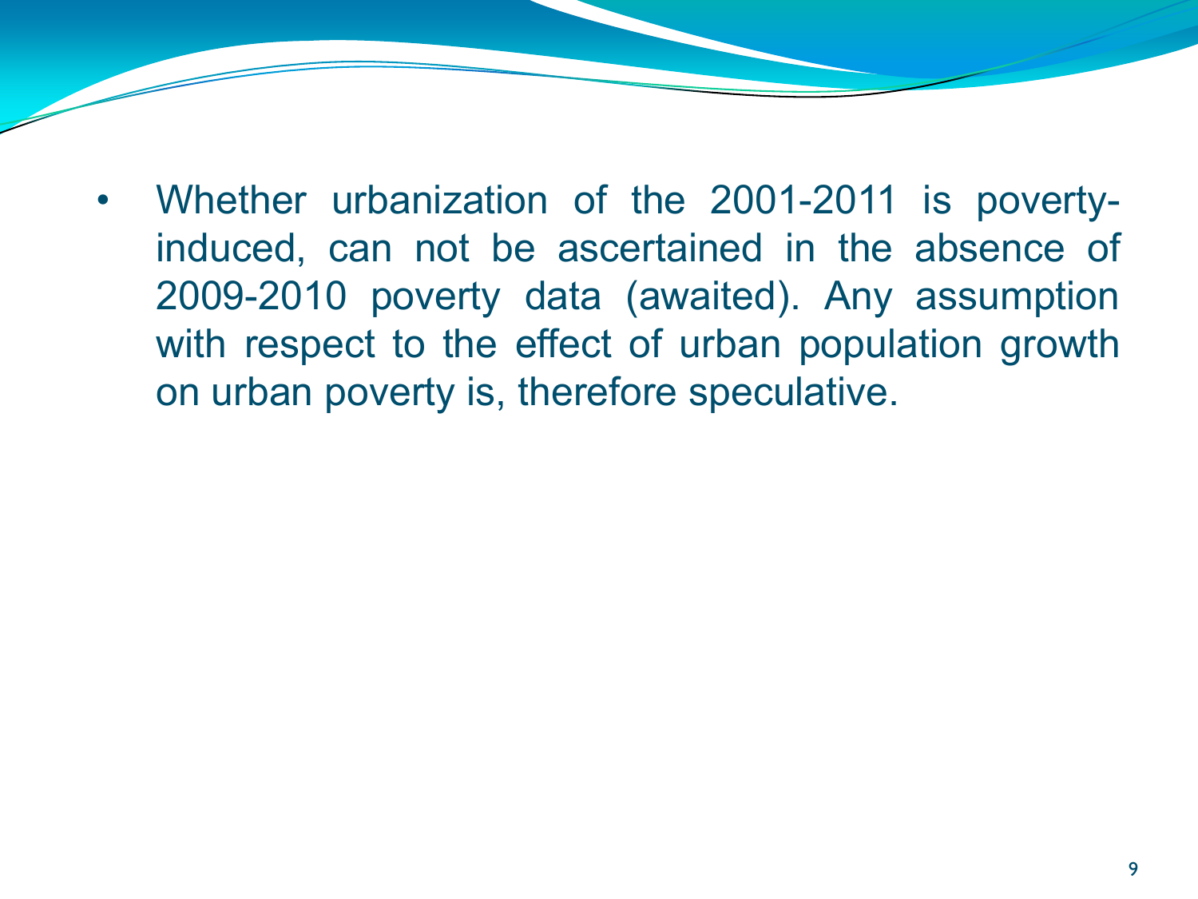- Whether urbanization of the 2001-2011 is poverty-induced, can not be ascertained in the absence of 2009-2010 poverty data (awaited). Any assumption with respect to the effect of urban population growth on urban poverty is, therefore speculative.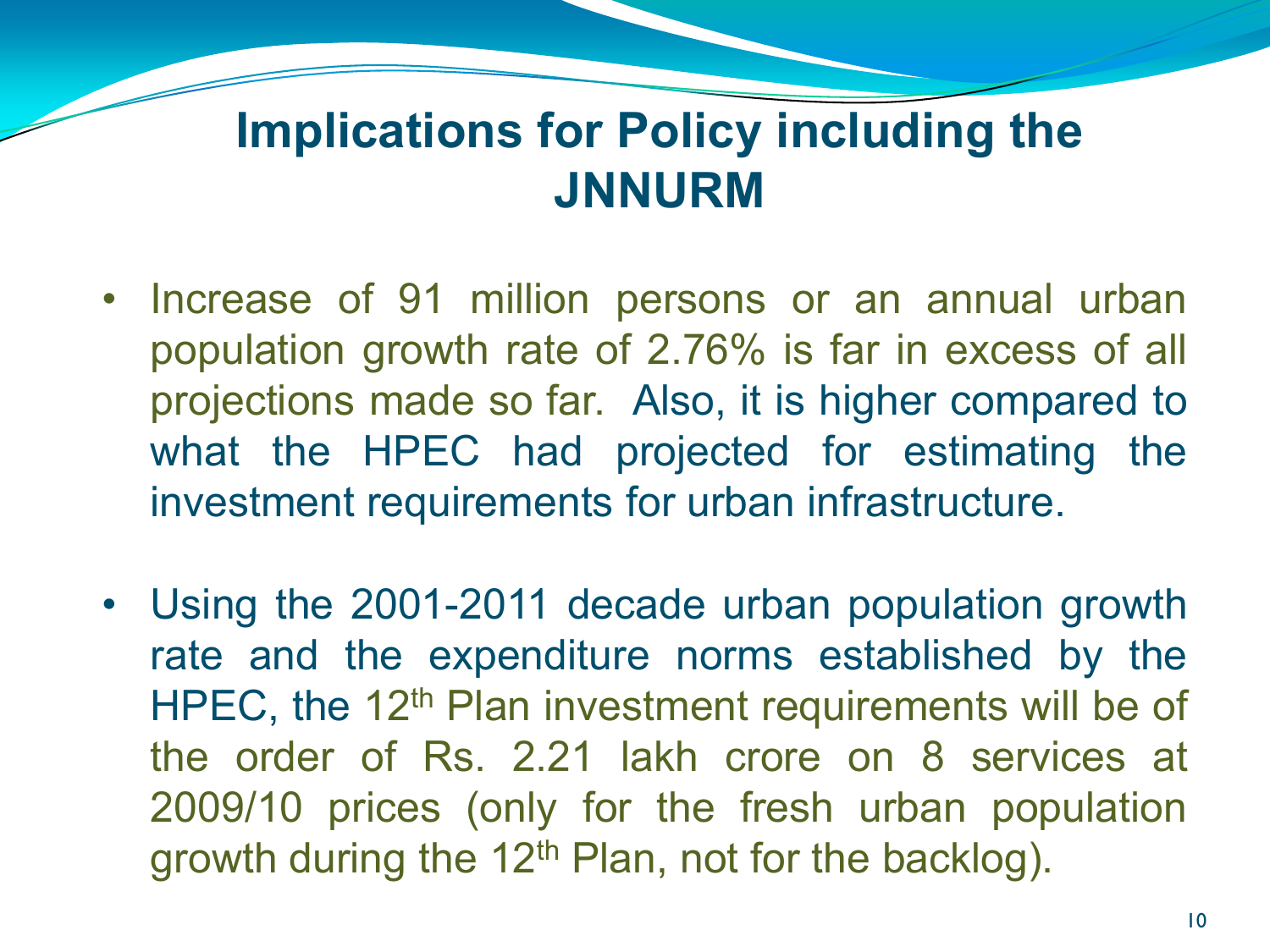# Implications for Policy including the JNNURM

- Increase of 91 million persons or an annual urban population growth rate of 2.76% is far in excess of all projections made so far. Also, it is higher compared to what the HPEC had projected for estimating the investment requirements for urban infrastructure.

- Using the 2001-2011 decade urban population growth rate and the expenditure norms established by the HPEC, the 12th Plan investment requirements will be of the order of Rs. 2.21 lakh crore on 8 services at 2009/10 prices (only for the fresh urban population growth during the 12th Plan, not for the backlog).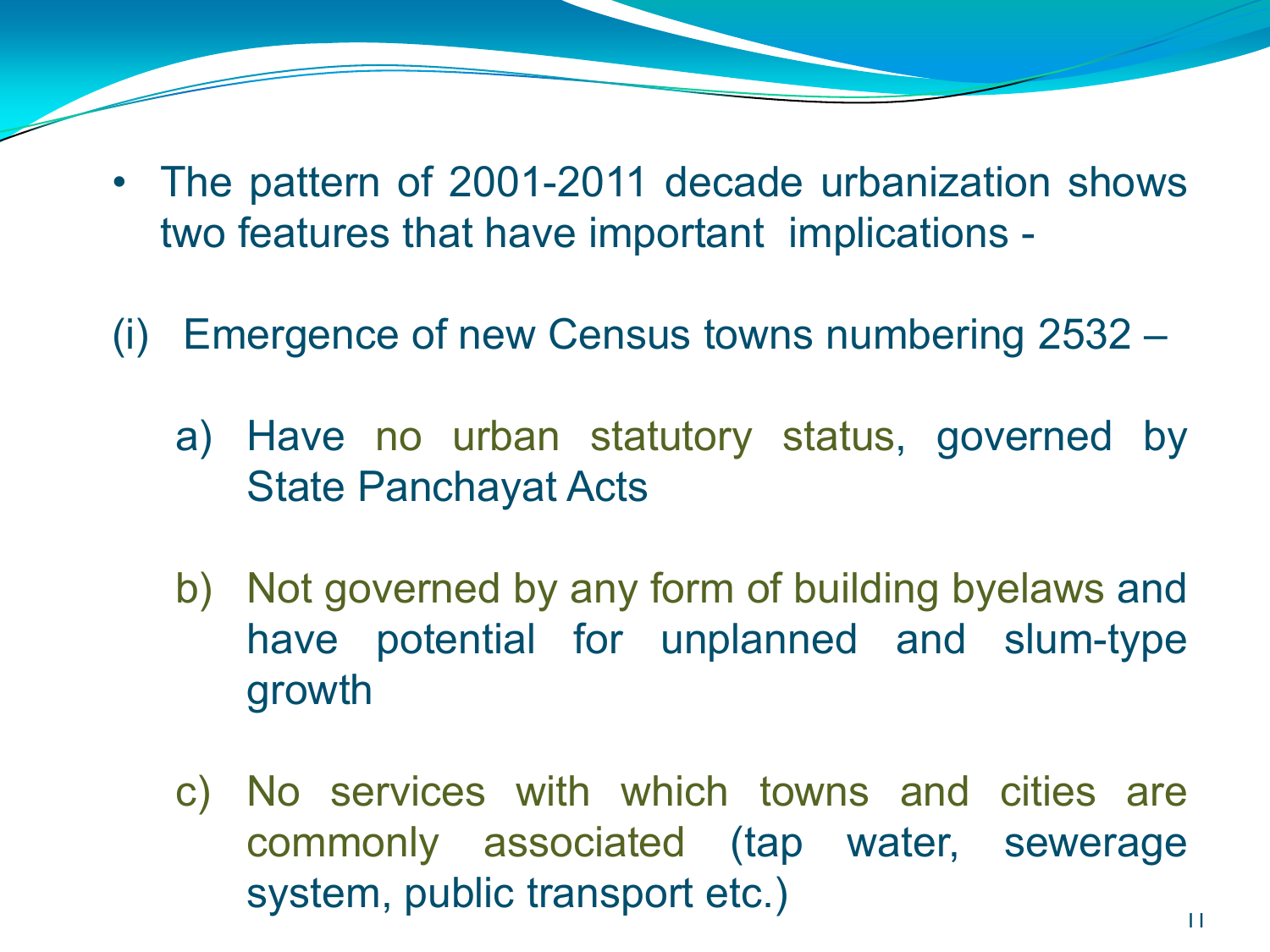- The pattern of 2001-2011 decade urbanization shows two features that have important implications -

(i) Emergence of new Census towns numbering 2532 –

   a) Have no urban statutory status, governed by State Panchayat Acts

   b) Not governed by any form of building byelaws and have potential for unplanned and slum-type growth

   c) No services with which towns and cities are commonly associated (tap water, sewerage system, public transport etc.)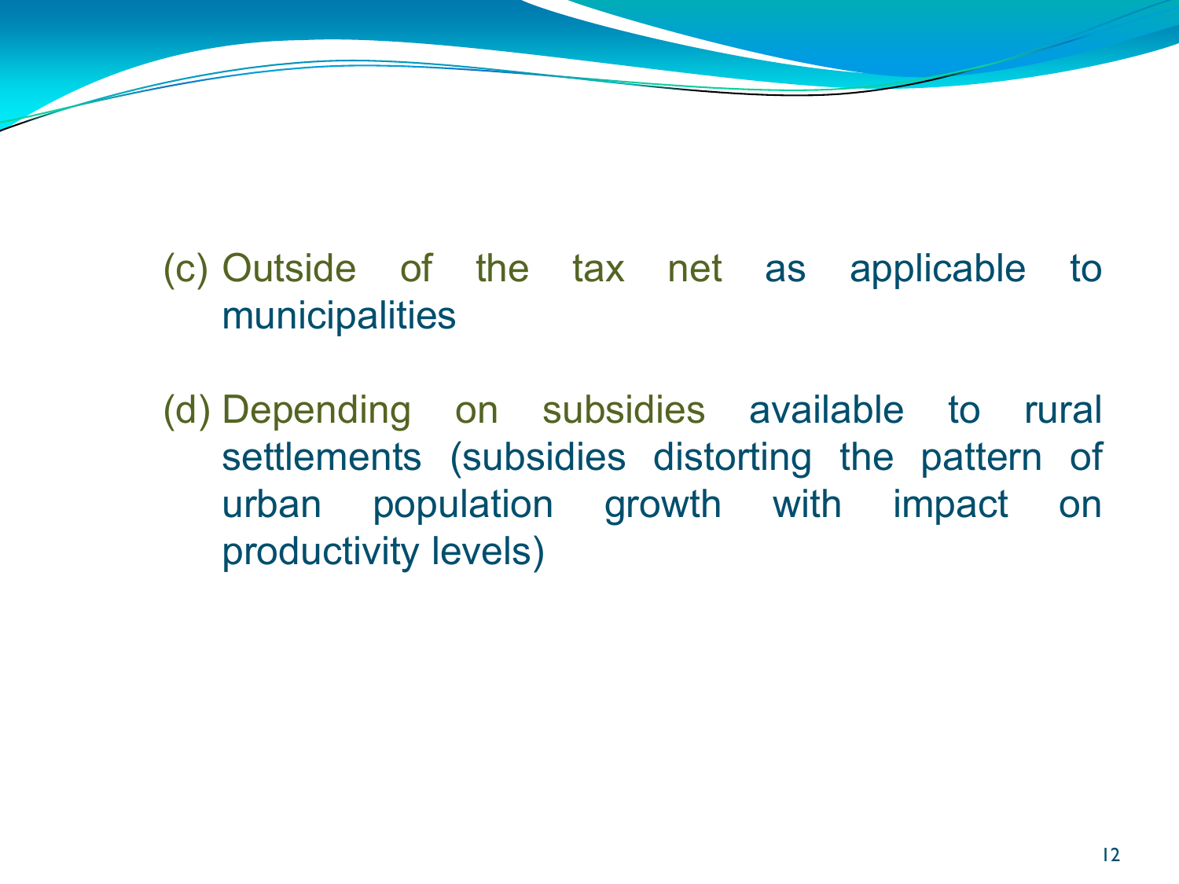(c) Outside of the tax net as applicable to municipalities

(d) Depending on subsidies available to rural settlements (subsidies distorting the pattern of urban population growth with impact on productivity levels)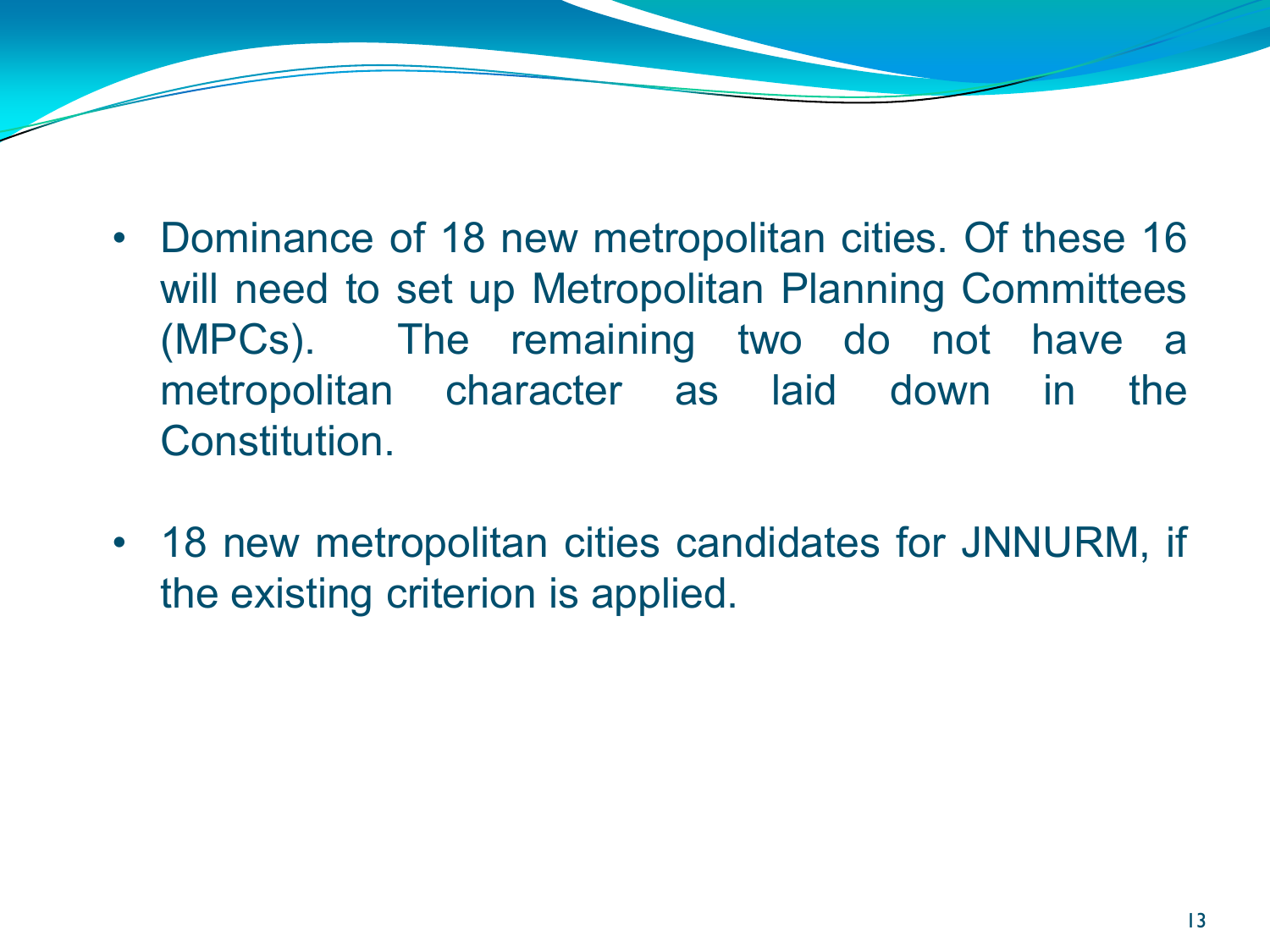- Dominance of 18 new metropolitan cities. Of these 16 will need to set up Metropolitan Planning Committees (MPCs). The remaining two do not have a metropolitan character as laid down in the Constitution.

- 18 new metropolitan cities candidates for JNNURM, if the existing criterion is applied.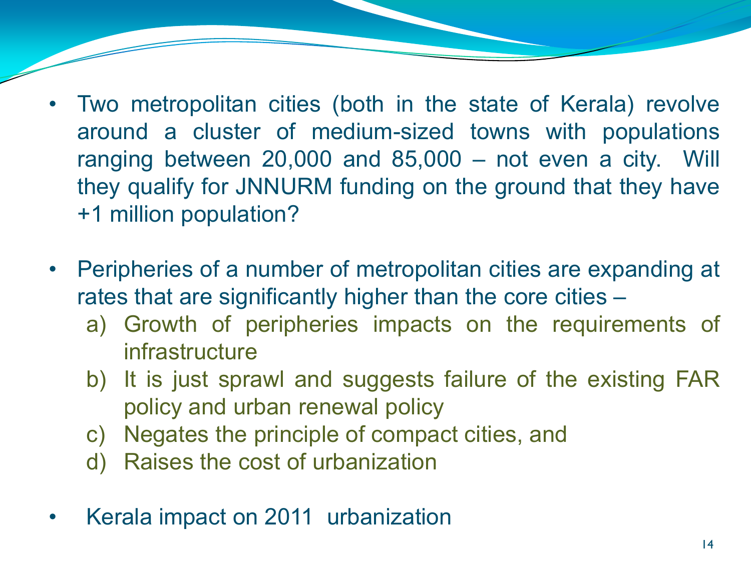- Two metropolitan cities (both in the state of Kerala) revolve around a cluster of medium-sized towns with populations ranging between 20,000 and 85,000 – not even a city. Will they qualify for JNNURM funding on the ground that they have +1 million population?

- Peripheries of a number of metropolitan cities are expanding at rates that are significantly higher than the core cities –
  a) Growth of peripheries impacts on the requirements of infrastructure
  b) It is just sprawl and suggests failure of the existing FAR policy and urban renewal policy
  c) Negates the principle of compact cities, and
  d) Raises the cost of urbanization

- Kerala impact on 2011 urbanization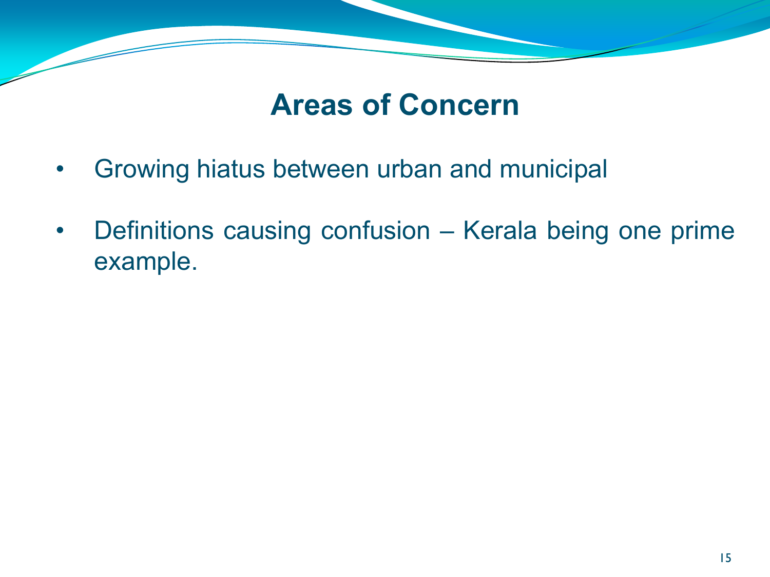# Areas of Concern

- Growing hiatus between urban and municipal
- Definitions causing confusion – Kerala being one prime example.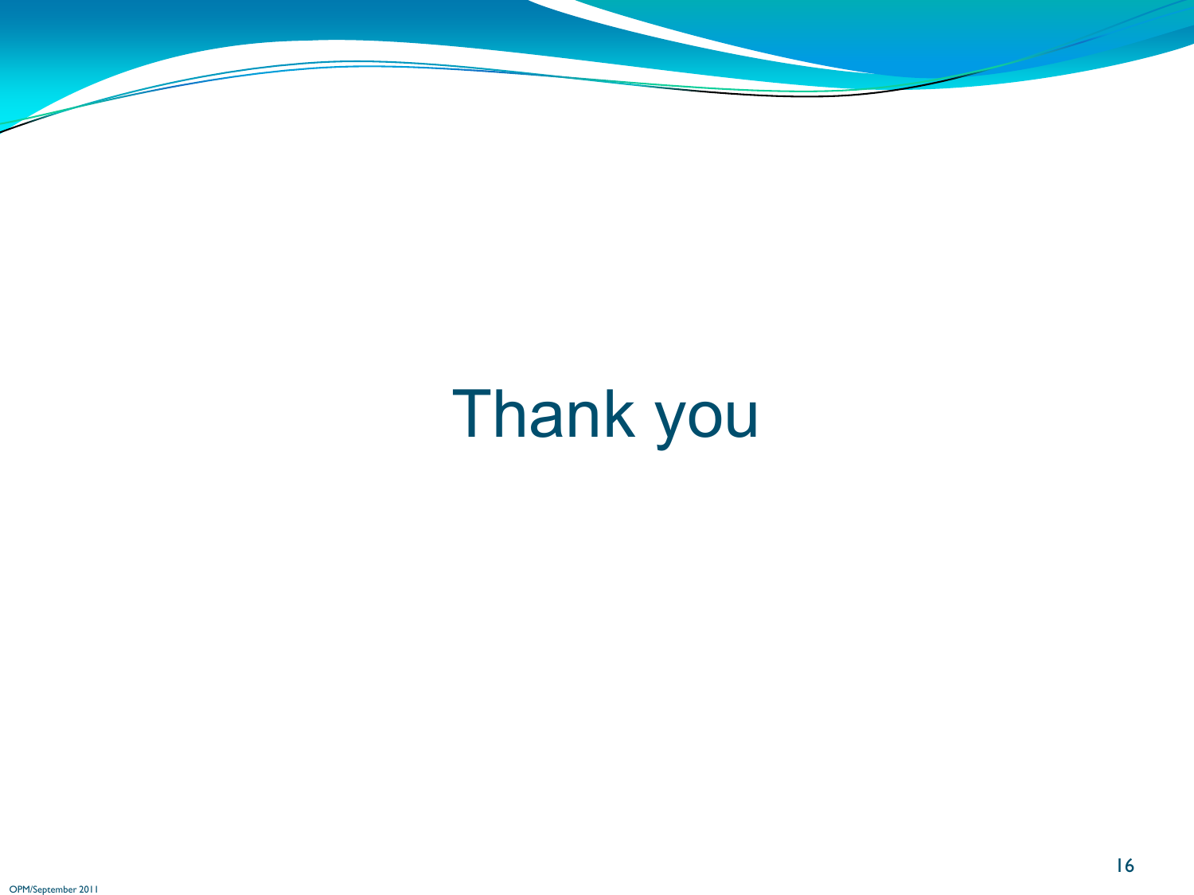# Thank you